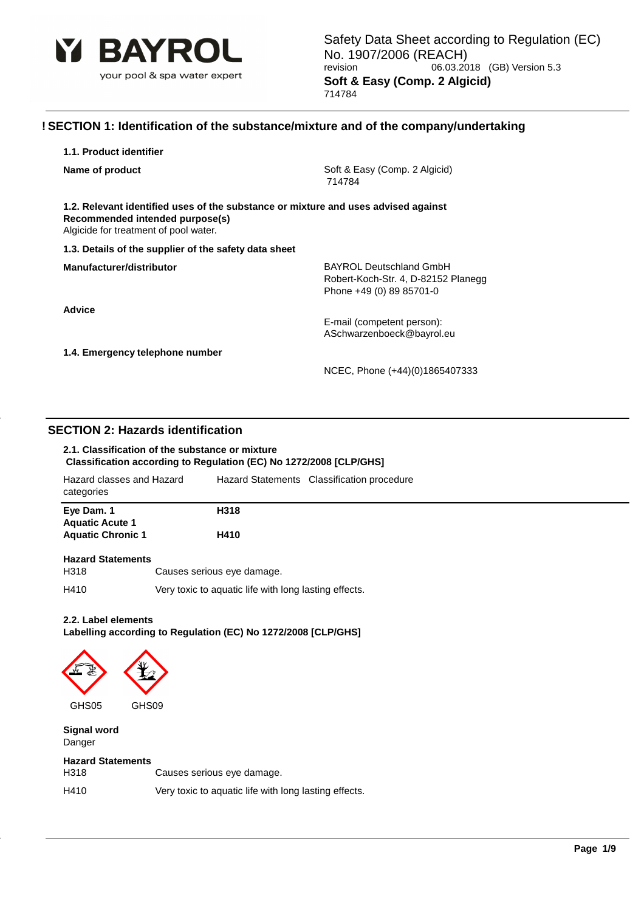Safety Data Sheet according to Regulation (EC) No. 1907/2006 (REACH)
revision 06.03.2018 (GB) Version 5.3
**Soft & Easy (Comp. 2 Algicid)**
714784

## ! SECTION 1: Identification of the substance/mixture and of the company/undertaking

### 1.1. Product identifier

**Name of product**
Soft & Easy (Comp. 2 Algicid)
714784

### 1.2. Relevant identified uses of the substance or mixture and uses advised against

**Recommended intended purpose(s)**
Algicide for treatment of pool water.

### 1.3. Details of the supplier of the safety data sheet

**Manufacturer/distributor**
BAYROL Deutschland GmbH
Robert-Koch-Str. 4, D-82152 Planegg
Phone +49 (0) 89 85701-0

**Advice**
E-mail (competent person):
ASchwarzenboeck@bayrol.eu

### 1.4. Emergency telephone number

NCEC, Phone (+44)(0)1865407333

## SECTION 2: Hazards identification

### 2.1. Classification of the substance or mixture

**Classification according to Regulation (EC) No 1272/2008 [CLP/GHS]**

| Hazard classes and Hazard categories | Hazard Statements | Classification procedure |
| --- | --- | --- |
| **Eye Dam. 1** | **H318** | |
| **Aquatic Acute 1** | | |
| **Aquatic Chronic 1** | **H410** | |

**Hazard Statements**

H318 Causes serious eye damage.

H410 Very toxic to aquatic life with long lasting effects.

### 2.2. Label elements

**Labelling according to Regulation (EC) No 1272/2008 [CLP/GHS]**

GHS05 GHS09

**Signal word**
Danger

**Hazard Statements**

H318 Causes serious eye damage.

H410 Very toxic to aquatic life with long lasting effects.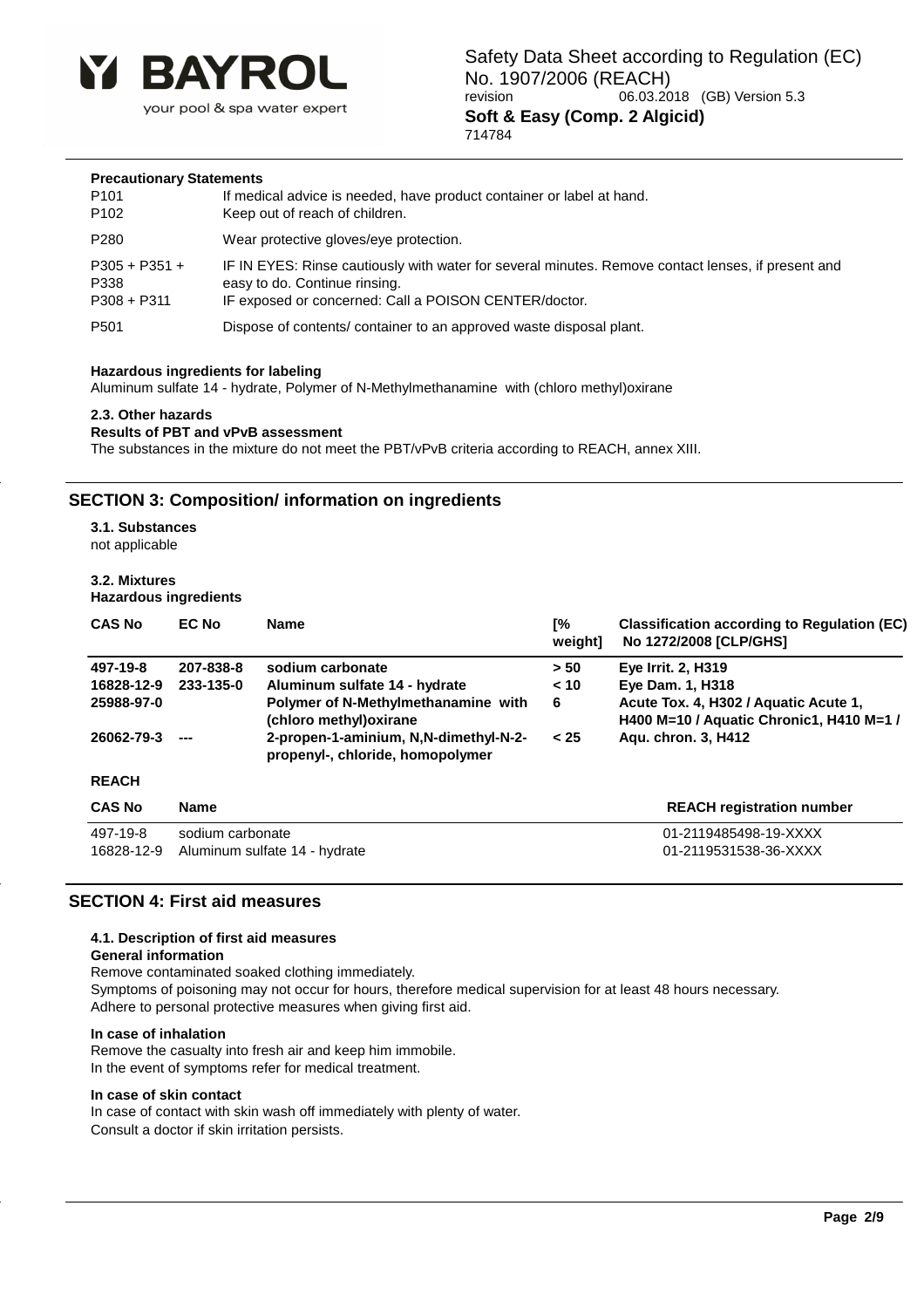**Precautionary Statements**

| | |
|---|---|
| P101 | If medical advice is needed, have product container or label at hand. |
| P102 | Keep out of reach of children. |
| P280 | Wear protective gloves/eye protection. |
| P305 + P351 + P338 | IF IN EYES: Rinse cautiously with water for several minutes. Remove contact lenses, if present and easy to do. Continue rinsing. |
| P308 + P311 | IF exposed or concerned: Call a POISON CENTER/doctor. |
| P501 | Dispose of contents/ container to an approved waste disposal plant. |

**Hazardous ingredients for labeling**

Aluminum sulfate 14 - hydrate, Polymer of N-Methylmethanamine with (chloro methyl)oxirane

**2.3. Other hazards**

**Results of PBT and vPvB assessment**

The substances in the mixture do not meet the PBT/vPvB criteria according to REACH, annex XIII.

## SECTION 3: Composition/ information on ingredients

**3.1. Substances**

not applicable

**3.2. Mixtures**

**Hazardous ingredients**

| CAS No | EC No | Name | [% weight] | Classification according to Regulation (EC) No 1272/2008 [CLP/GHS] |
|---|---|---|---|---|
| 497-19-8 | 207-838-8 | sodium carbonate | > 50 | Eye Irrit. 2, H319 |
| 16828-12-9 | 233-135-0 | Aluminum sulfate 14 - hydrate | < 10 | Eye Dam. 1, H318 |
| 25988-97-0 | | Polymer of N-Methylmethanamine with (chloro methyl)oxirane | 6 | Acute Tox. 4, H302 / Aquatic Acute 1, H400 M=10 / Aquatic Chronic1, H410 M=1 / |
| 26062-79-3 | --- | 2-propen-1-aminium, N,N-dimethyl-N-2-propenyl-, chloride, homopolymer | < 25 | Aqu. chron. 3, H412 |

**REACH**

| CAS No | Name | REACH registration number |
|---|---|---|
| 497-19-8 | sodium carbonate | 01-2119485498-19-XXXX |
| 16828-12-9 | Aluminum sulfate 14 - hydrate | 01-2119531538-36-XXXX |

## SECTION 4: First aid measures

**4.1. Description of first aid measures**

**General information**

Remove contaminated soaked clothing immediately.
Symptoms of poisoning may not occur for hours, therefore medical supervision for at least 48 hours necessary.
Adhere to personal protective measures when giving first aid.

**In case of inhalation**

Remove the casualty into fresh air and keep him immobile.
In the event of symptoms refer for medical treatment.

**In case of skin contact**

In case of contact with skin wash off immediately with plenty of water.
Consult a doctor if skin irritation persists.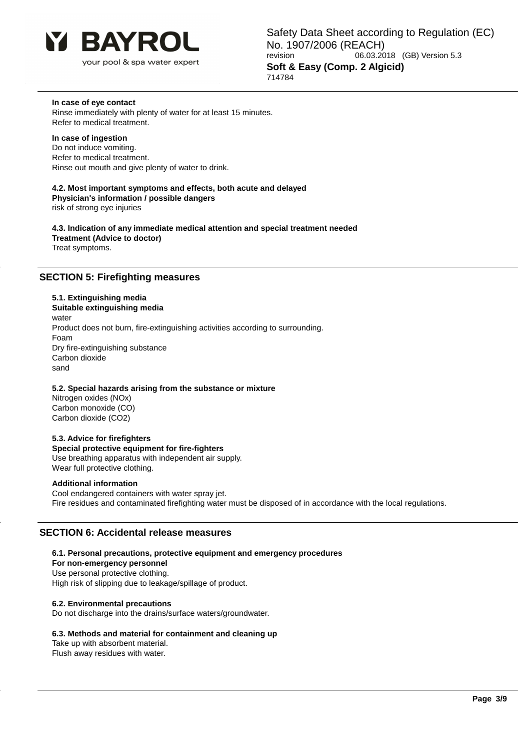**In case of eye contact**
Rinse immediately with plenty of water for at least 15 minutes.
Refer to medical treatment.

**In case of ingestion**
Do not induce vomiting.
Refer to medical treatment.
Rinse out mouth and give plenty of water to drink.

**4.2. Most important symptoms and effects, both acute and delayed**
**Physician's information / possible dangers**
risk of strong eye injuries

**4.3. Indication of any immediate medical attention and special treatment needed**
**Treatment (Advice to doctor)**
Treat symptoms.

## SECTION 5: Firefighting measures

**5.1. Extinguishing media**
**Suitable extinguishing media**
water
Product does not burn, fire-extinguishing activities according to surrounding.
Foam
Dry fire-extinguishing substance
Carbon dioxide
sand

**5.2. Special hazards arising from the substance or mixture**
Nitrogen oxides (NOx)
Carbon monoxide (CO)
Carbon dioxide ($CO_2$)

**5.3. Advice for firefighters**
**Special protective equipment for fire-fighters**
Use breathing apparatus with independent air supply.
Wear full protective clothing.

**Additional information**
Cool endangered containers with water spray jet.
Fire residues and contaminated firefighting water must be disposed of in accordance with the local regulations.

## SECTION 6: Accidental release measures

**6.1. Personal precautions, protective equipment and emergency procedures**
**For non-emergency personnel**
Use personal protective clothing.
High risk of slipping due to leakage/spillage of product.

**6.2. Environmental precautions**
Do not discharge into the drains/surface waters/groundwater.

**6.3. Methods and material for containment and cleaning up**
Take up with absorbent material.
Flush away residues with water.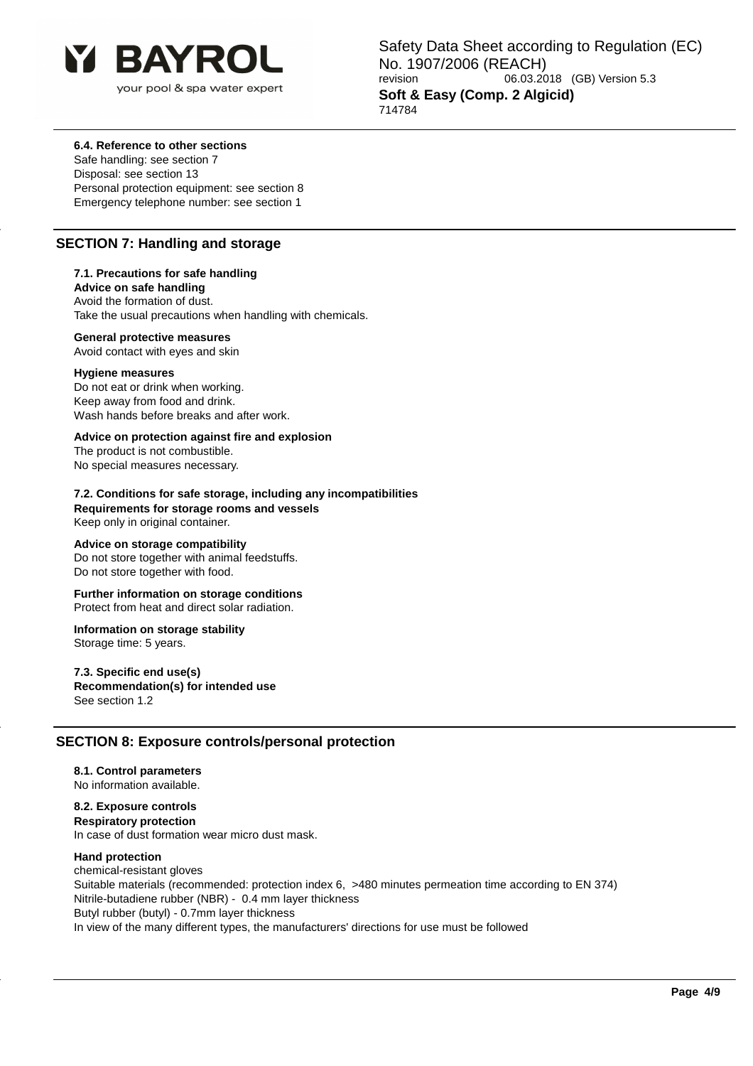### 6.4. Reference to other sections

Safe handling: see section 7
Disposal: see section 13
Personal protection equipment: see section 8
Emergency telephone number: see section 1

## SECTION 7: Handling and storage

### 7.1. Precautions for safe handling

**Advice on safe handling**

Avoid the formation of dust.
Take the usual precautions when handling with chemicals.

**General protective measures**

Avoid contact with eyes and skin

**Hygiene measures**

Do not eat or drink when working.
Keep away from food and drink.
Wash hands before breaks and after work.

**Advice on protection against fire and explosion**

The product is not combustible.
No special measures necessary.

### 7.2. Conditions for safe storage, including any incompatibilities

**Requirements for storage rooms and vessels**

Keep only in original container.

**Advice on storage compatibility**

Do not store together with animal feedstuffs.
Do not store together with food.

**Further information on storage conditions**

Protect from heat and direct solar radiation.

**Information on storage stability**

Storage time: 5 years.

### 7.3. Specific end use(s)

**Recommendation(s) for intended use**

See section 1.2

## SECTION 8: Exposure controls/personal protection

### 8.1. Control parameters

No information available.

### 8.2. Exposure controls

**Respiratory protection**

In case of dust formation wear micro dust mask.

**Hand protection**

chemical-resistant gloves
Suitable materials (recommended: protection index 6, >480 minutes permeation time according to EN 374)
Nitrile-butadiene rubber (NBR) - 0.4 mm layer thickness
Butyl rubber (butyl) - 0.7mm layer thickness
In view of the many different types, the manufacturers' directions for use must be followed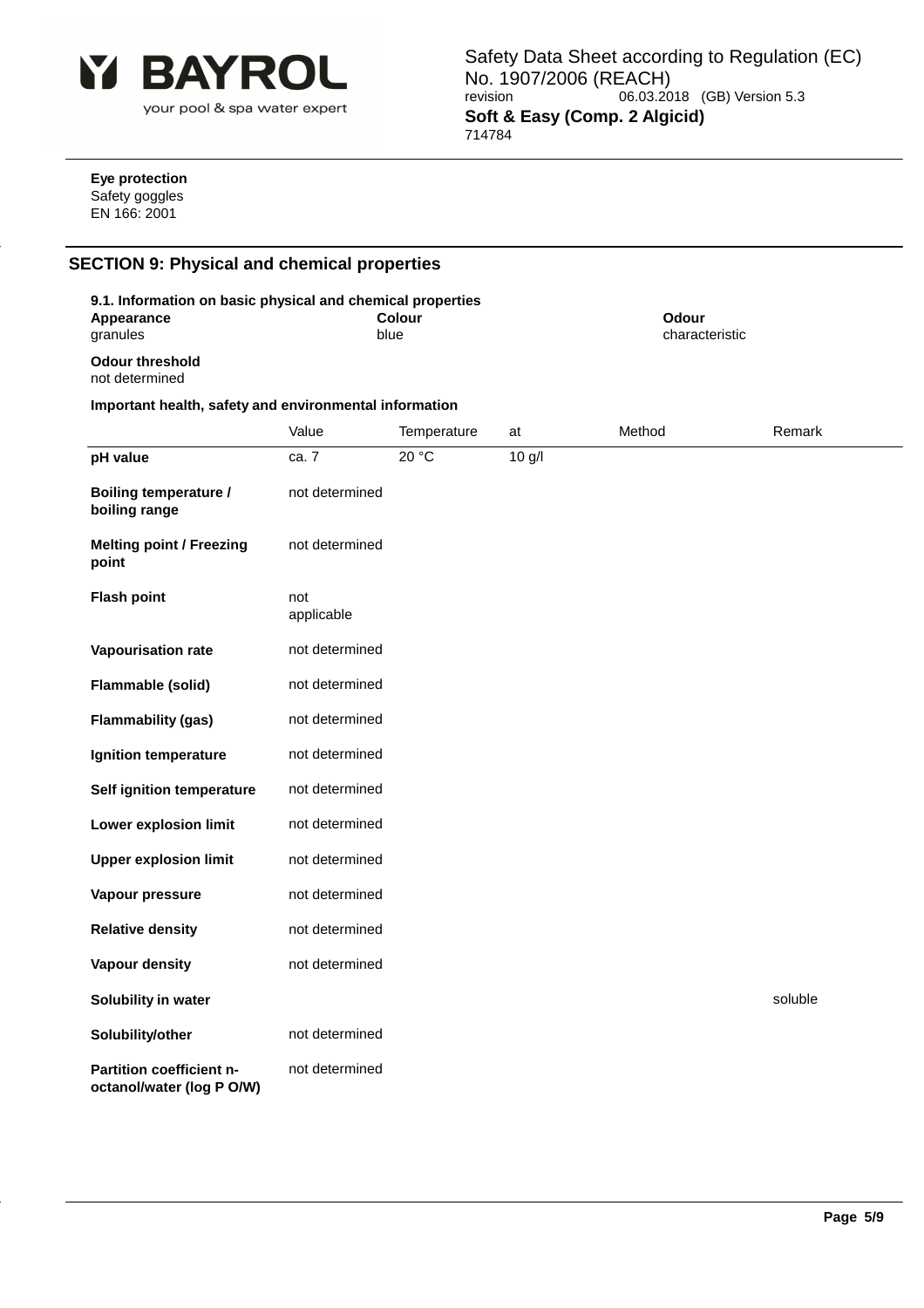**Eye protection**
Safety goggles
EN 166: 2001

## SECTION 9: Physical and chemical properties

**9.1. Information on basic physical and chemical properties**

| **Appearance** | **Colour** | **Odour** |
|---|---|---|
| granules | blue | characteristic |

**Odour threshold**
not determined

**Important health, safety and environmental information**

| | Value | Temperature | at | Method | Remark |
|---|---|---|---|---|---|
| **pH value** | ca. 7 | 20 °C | 10 g/l | | |
| **Boiling temperature / boiling range** | not determined | | | | |
| **Melting point / Freezing point** | not determined | | | | |
| **Flash point** | not applicable | | | | |
| **Vapourisation rate** | not determined | | | | |
| **Flammable (solid)** | not determined | | | | |
| **Flammability (gas)** | not determined | | | | |
| **Ignition temperature** | not determined | | | | |
| **Self ignition temperature** | not determined | | | | |
| **Lower explosion limit** | not determined | | | | |
| **Upper explosion limit** | not determined | | | | |
| **Vapour pressure** | not determined | | | | |
| **Relative density** | not determined | | | | |
| **Vapour density** | not determined | | | | |
| **Solubility in water** | | | | | soluble |
| **Solubility/other** | not determined | | | | |
| **Partition coefficient n-octanol/water (log P O/W)** | not determined | | | | |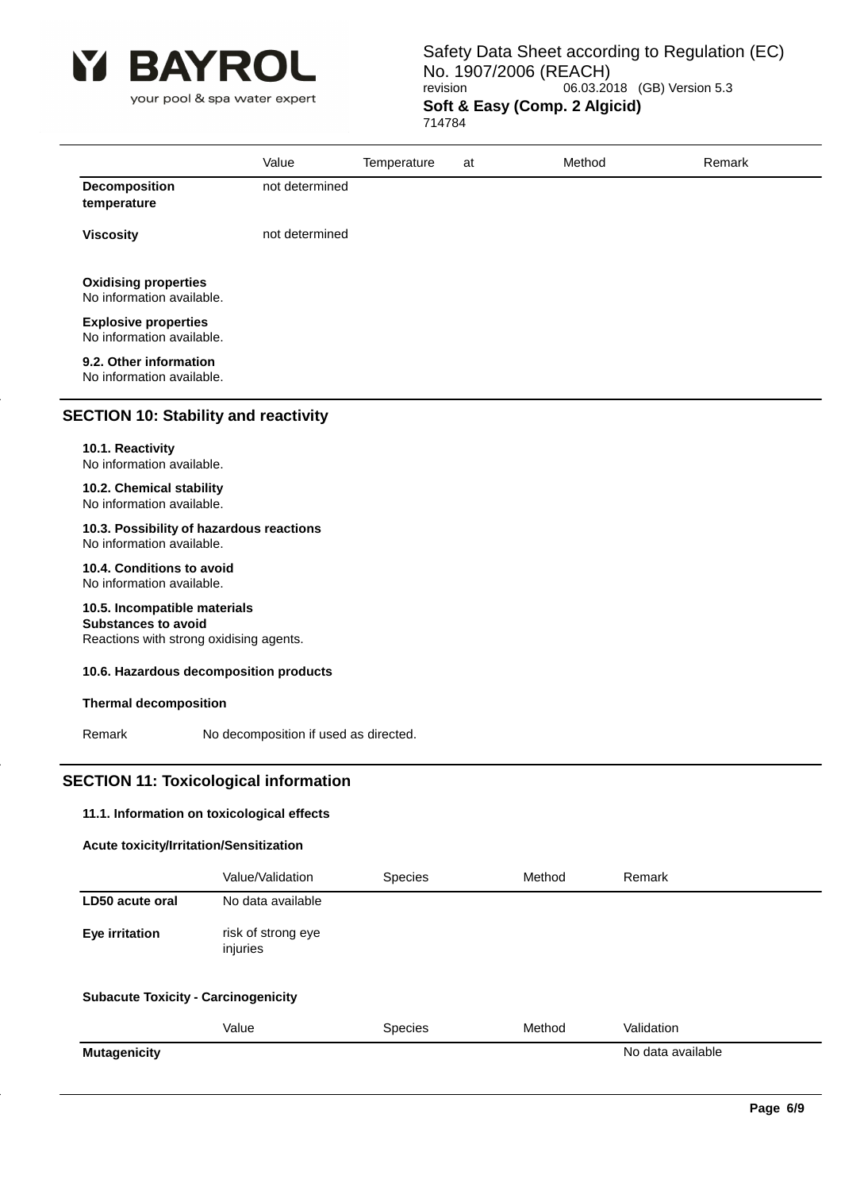|  | Value | Temperature | at | Method | Remark |
|---|---|---|---|---|---|
| **Decomposition temperature** | not determined |  |  |  |  |
| **Viscosity** | not determined |  |  |  |  |

**Oxidising properties**
No information available.

**Explosive properties**
No information available.

**9.2. Other information**
No information available.

## SECTION 10: Stability and reactivity

**10.1. Reactivity**
No information available.

**10.2. Chemical stability**
No information available.

**10.3. Possibility of hazardous reactions**
No information available.

**10.4. Conditions to avoid**
No information available.

**10.5. Incompatible materials**
**Substances to avoid**
Reactions with strong oxidising agents.

**10.6. Hazardous decomposition products**

**Thermal decomposition**

Remark No decomposition if used as directed.

## SECTION 11: Toxicological information

**11.1. Information on toxicological effects**

**Acute toxicity/Irritation/Sensitization**

|  | Value/Validation | Species | Method | Remark |
|---|---|---|---|---|
| **LD50 acute oral** | No data available |  |  |  |
| **Eye irritation** | risk of strong eye injuries |  |  |  |

**Subacute Toxicity - Carcinogenicity**

|  | Value | Species | Method | Validation |
|---|---|---|---|---|
| **Mutagenicity** |  |  |  | No data available |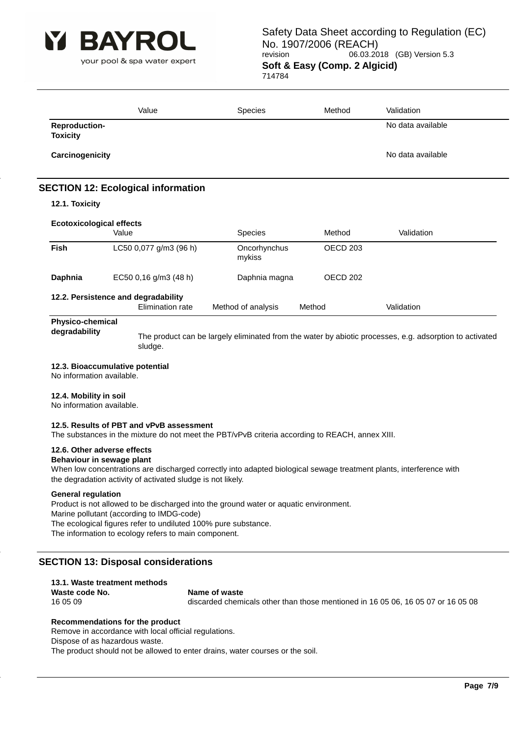| | Value | Species | Method | Validation |
|---|---|---|---|---|
| **Reproduction-Toxicity** | | | | No data available |
| **Carcinogenicity** | | | | No data available |

## SECTION 12: Ecological information

### 12.1. Toxicity

**Ecotoxicological effects**

| | Value | Species | Method | Validation |
|---|---|---|---|---|
| **Fish** | LC50 0,077 g/m3 (96 h) | Oncorhynchus mykiss | OECD 203 | |
| **Daphnia** | EC50 0,16 g/m3 (48 h) | Daphnia magna | OECD 202 | |

### 12.2. Persistence and degradability

| | Elimination rate | Method of analysis | Method | Validation |
|---|---|---|---|---|
| **Physico-chemical degradability** | The product can be largely eliminated from the water by abiotic processes, e.g. adsorption to activated sludge. | | | |

### 12.3. Bioaccumulative potential

No information available.

### 12.4. Mobility in soil

No information available.

### 12.5. Results of PBT and vPvB assessment

The substances in the mixture do not meet the PBT/vPvB criteria according to REACH, annex XIII.

### 12.6. Other adverse effects

**Behaviour in sewage plant**

When low concentrations are discharged correctly into adapted biological sewage treatment plants, interference with the degradation activity of activated sludge is not likely.

**General regulation**

Product is not allowed to be discharged into the ground water or aquatic environment.
Marine pollutant (according to IMDG-code)
The ecological figures refer to undiluted 100% pure substance.
The information to ecology refers to main component.

## SECTION 13: Disposal considerations

### 13.1. Waste treatment methods

| Waste code No. | Name of waste |
|---|---|
| 16 05 09 | discarded chemicals other than those mentioned in 16 05 06, 16 05 07 or 16 05 08 |

**Recommendations for the product**

Remove in accordance with local official regulations.
Dispose of as hazardous waste.
The product should not be allowed to enter drains, water courses or the soil.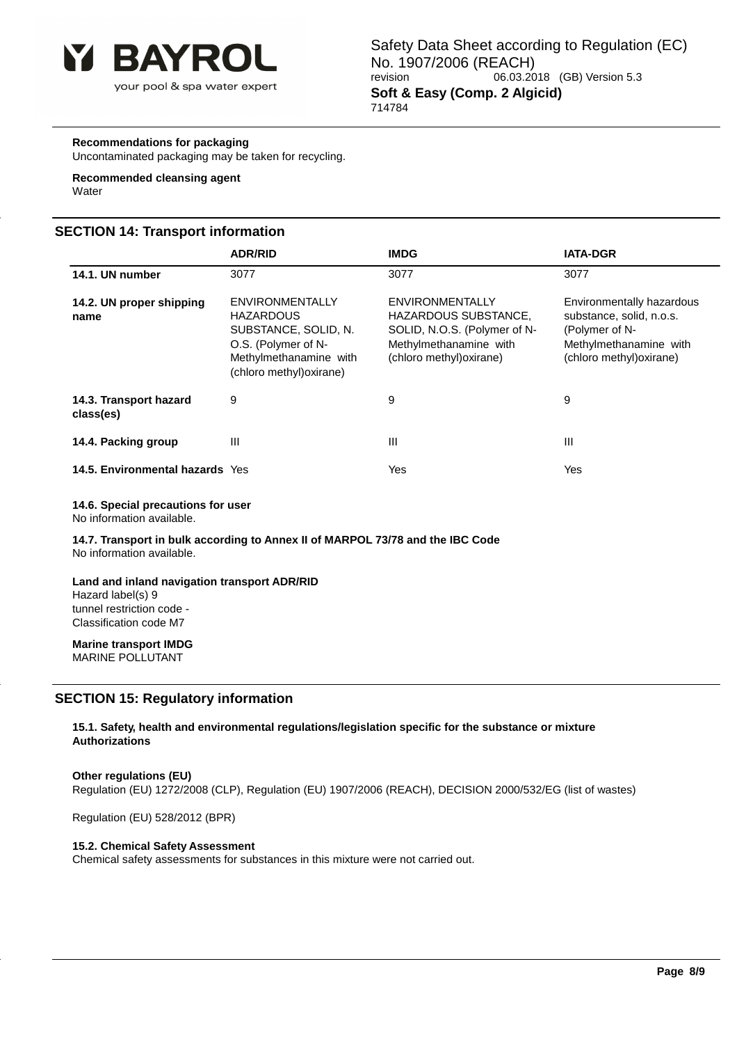**Recommendations for packaging**
Uncontaminated packaging may be taken for recycling.

**Recommended cleansing agent**
Water

## SECTION 14: Transport information

| | ADR/RID | IMDG | IATA-DGR |
|---|---|---|---|
| **14.1. UN number** | 3077 | 3077 | 3077 |
| **14.2. UN proper shipping name** | ENVIRONMENTALLY HAZARDOUS SUBSTANCE, SOLID, N. O.S. (Polymer of N-Methylmethanamine with (chloro methyl)oxirane) | ENVIRONMENTALLY HAZARDOUS SUBSTANCE, SOLID, N.O.S. (Polymer of N-Methylmethanamine with (chloro methyl)oxirane) | Environmentally hazardous substance, solid, n.o.s. (Polymer of N-Methylmethanamine with (chloro methyl)oxirane) |
| **14.3. Transport hazard class(es)** | 9 | 9 | 9 |
| **14.4. Packing group** | III | III | III |
| **14.5. Environmental hazards** | Yes | Yes | Yes |

**14.6. Special precautions for user**
No information available.

**14.7. Transport in bulk according to Annex II of MARPOL 73/78 and the IBC Code**
No information available.

**Land and inland navigation transport ADR/RID**
Hazard label(s) 9
tunnel restriction code -
Classification code M7

**Marine transport IMDG**
MARINE POLLUTANT

## SECTION 15: Regulatory information

**15.1. Safety, health and environmental regulations/legislation specific for the substance or mixture**
**Authorizations**

**Other regulations (EU)**
Regulation (EU) 1272/2008 (CLP), Regulation (EU) 1907/2006 (REACH), DECISION 2000/532/EG (list of wastes)

Regulation (EU) 528/2012 (BPR)

**15.2. Chemical Safety Assessment**
Chemical safety assessments for substances in this mixture were not carried out.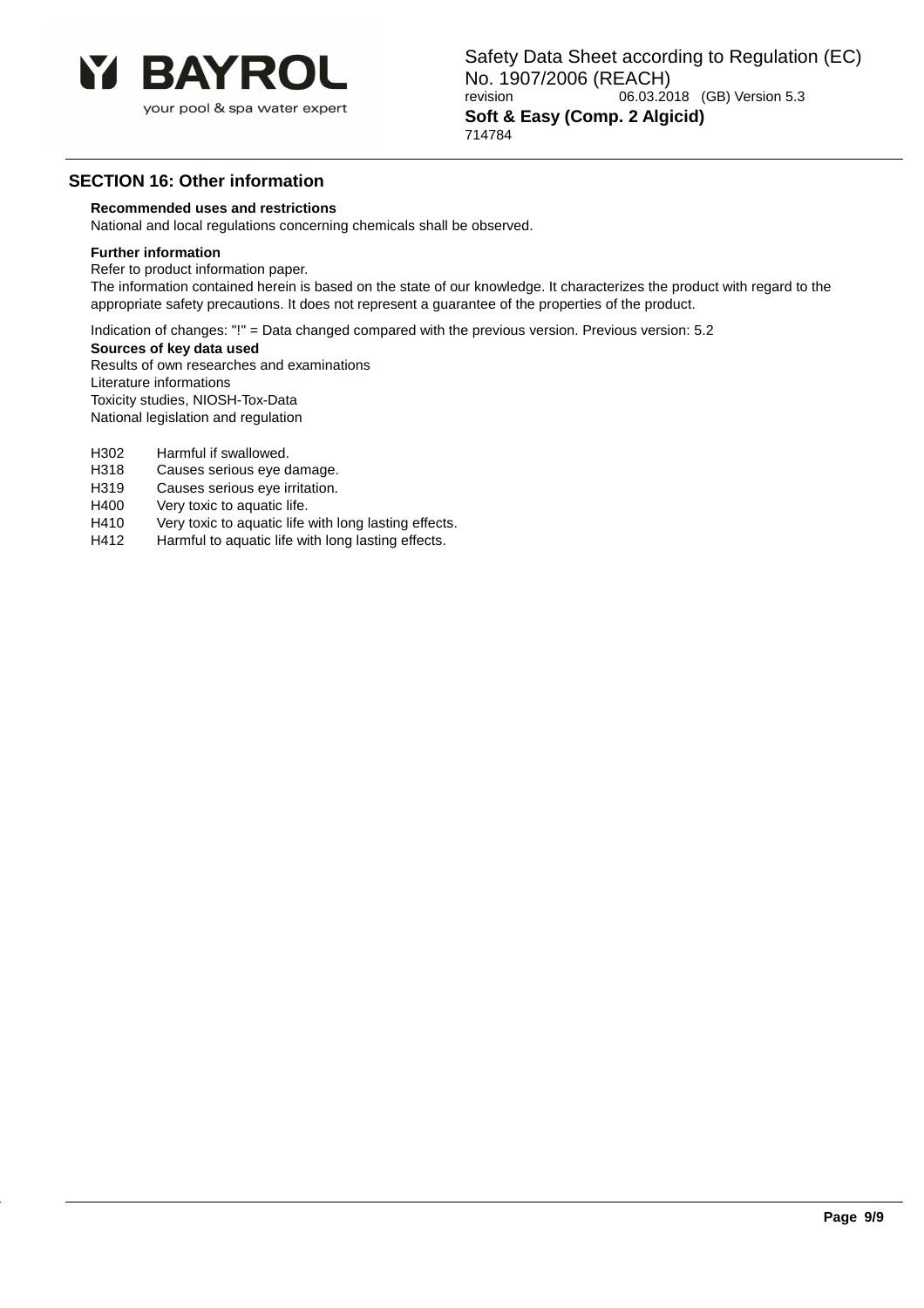## SECTION 16: Other information

**Recommended uses and restrictions**

National and local regulations concerning chemicals shall be observed.

**Further information**

Refer to product information paper.

The information contained herein is based on the state of our knowledge. It characterizes the product with regard to the appropriate safety precautions. It does not represent a guarantee of the properties of the product.

Indication of changes: "!" = Data changed compared with the previous version. Previous version: 5.2

**Sources of key data used**

Results of own researches and examinations
Literature informations
Toxicity studies, NIOSH-Tox-Data
National legislation and regulation

| | |
|---|---|
| H302 | Harmful if swallowed. |
| H318 | Causes serious eye damage. |
| H319 | Causes serious eye irritation. |
| H400 | Very toxic to aquatic life. |
| H410 | Very toxic to aquatic life with long lasting effects. |
| H412 | Harmful to aquatic life with long lasting effects. |